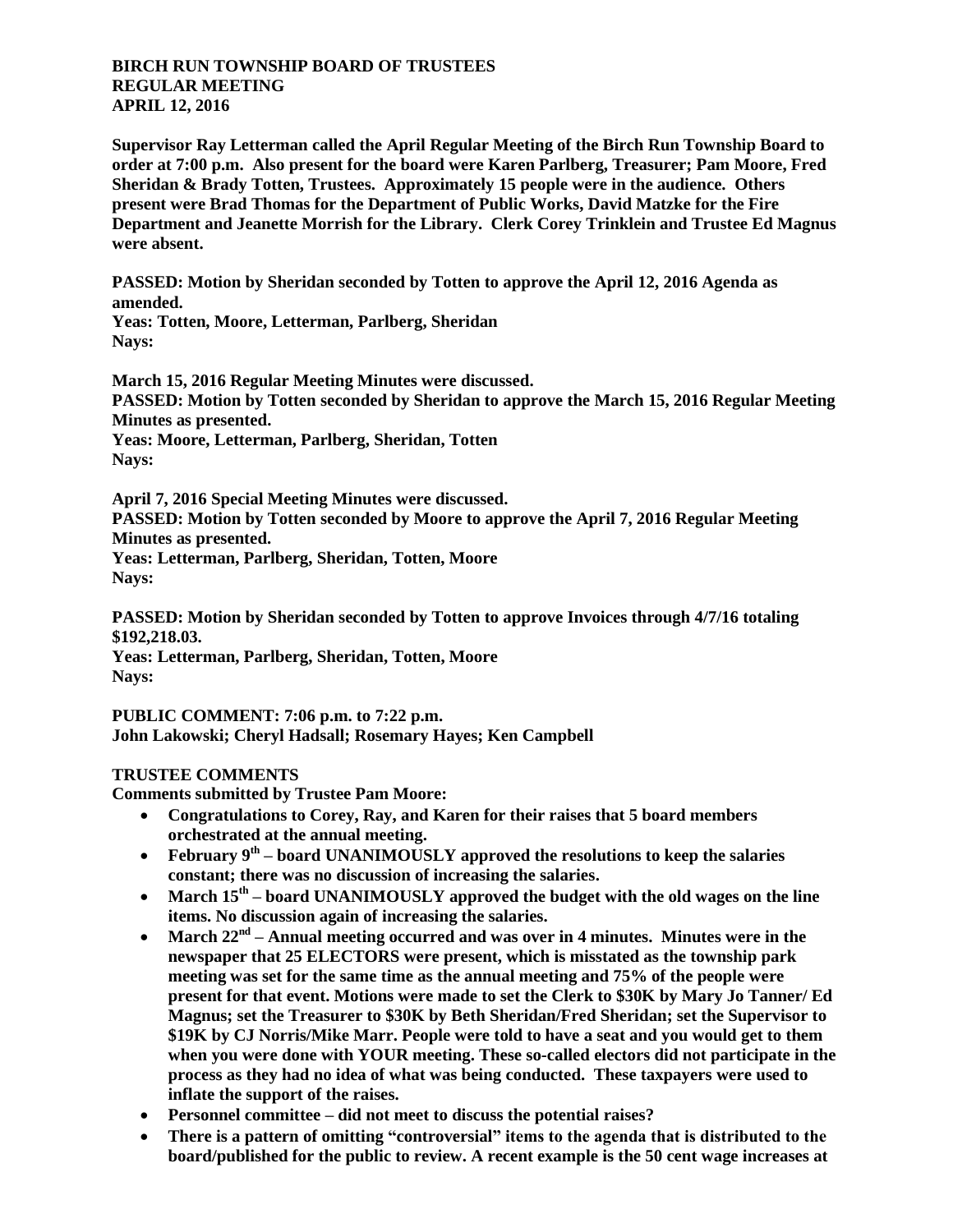**BIRCH RUN TOWNSHIP BOARD OF TRUSTEES**
**REGULAR MEETING**
**APRIL 12, 2016**

**Supervisor Ray Letterman called the April Regular Meeting of the Birch Run Township Board to order at 7:00 p.m. Also present for the board were Karen Parlberg, Treasurer; Pam Moore, Fred Sheridan & Brady Totten, Trustees. Approximately 15 people were in the audience. Others present were Brad Thomas for the Department of Public Works, David Matzke for the Fire Department and Jeanette Morrish for the Library. Clerk Corey Trinklein and Trustee Ed Magnus were absent.**

**PASSED: Motion by Sheridan seconded by Totten to approve the April 12, 2016 Agenda as amended.**
**Yeas: Totten, Moore, Letterman, Parlberg, Sheridan**
**Nays:**

**March 15, 2016 Regular Meeting Minutes were discussed.**
**PASSED: Motion by Totten seconded by Sheridan to approve the March 15, 2016 Regular Meeting Minutes as presented.**
**Yeas: Moore, Letterman, Parlberg, Sheridan, Totten**
**Nays:**

**April 7, 2016 Special Meeting Minutes were discussed.**
**PASSED: Motion by Totten seconded by Moore to approve the April 7, 2016 Regular Meeting Minutes as presented.**
**Yeas: Letterman, Parlberg, Sheridan, Totten, Moore**
**Nays:**

**PASSED: Motion by Sheridan seconded by Totten to approve Invoices through 4/7/16 totaling $192,218.03.**
**Yeas: Letterman, Parlberg, Sheridan, Totten, Moore**
**Nays:**

**PUBLIC COMMENT: 7:06 p.m. to 7:22 p.m.**
**John Lakowski; Cheryl Hadsall; Rosemary Hayes; Ken Campbell**

**TRUSTEE COMMENTS**

**Comments submitted by Trustee Pam Moore:**

- **Congratulations to Corey, Ray, and Karen for their raises that 5 board members orchestrated at the annual meeting.**
- **February 9th – board UNANIMOUSLY approved the resolutions to keep the salaries constant; there was no discussion of increasing the salaries.**
- **March 15th – board UNANIMOUSLY approved the budget with the old wages on the line items. No discussion again of increasing the salaries.**
- **March 22nd – Annual meeting occurred and was over in 4 minutes. Minutes were in the newspaper that 25 ELECTORS were present, which is misstated as the township park meeting was set for the same time as the annual meeting and 75% of the people were present for that event. Motions were made to set the Clerk to $30K by Mary Jo Tanner/ Ed Magnus; set the Treasurer to $30K by Beth Sheridan/Fred Sheridan; set the Supervisor to $19K by CJ Norris/Mike Marr. People were told to have a seat and you would get to them when you were done with YOUR meeting. These so-called electors did not participate in the process as they had no idea of what was being conducted. These taxpayers were used to inflate the support of the raises.**
- **Personnel committee – did not meet to discuss the potential raises?**
- **There is a pattern of omitting "controversial" items to the agenda that is distributed to the board/published for the public to review. A recent example is the 50 cent wage increases at**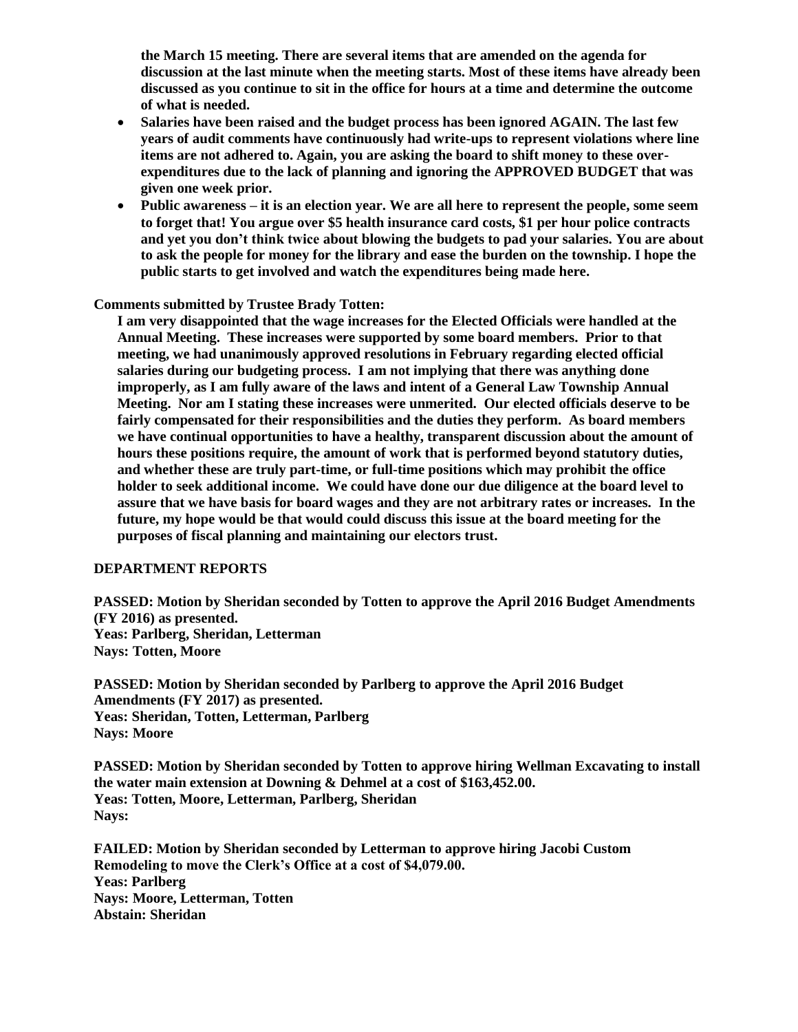**the March 15 meeting. There are several items that are amended on the agenda for discussion at the last minute when the meeting starts. Most of these items have already been discussed as you continue to sit in the office for hours at a time and determine the outcome of what is needed.**

- **Salaries have been raised and the budget process has been ignored AGAIN. The last few years of audit comments have continuously had write-ups to represent violations where line items are not adhered to. Again, you are asking the board to shift money to these over-expenditures due to the lack of planning and ignoring the APPROVED BUDGET that was given one week prior.**
- **Public awareness – it is an election year. We are all here to represent the people, some seem to forget that! You argue over $5 health insurance card costs, $1 per hour police contracts and yet you don't think twice about blowing the budgets to pad your salaries. You are about to ask the people for money for the library and ease the burden on the township. I hope the public starts to get involved and watch the expenditures being made here.**

**Comments submitted by Trustee Brady Totten:**

**I am very disappointed that the wage increases for the Elected Officials were handled at the Annual Meeting. These increases were supported by some board members. Prior to that meeting, we had unanimously approved resolutions in February regarding elected official salaries during our budgeting process. I am not implying that there was anything done improperly, as I am fully aware of the laws and intent of a General Law Township Annual Meeting. Nor am I stating these increases were unmerited. Our elected officials deserve to be fairly compensated for their responsibilities and the duties they perform. As board members we have continual opportunities to have a healthy, transparent discussion about the amount of hours these positions require, the amount of work that is performed beyond statutory duties, and whether these are truly part-time, or full-time positions which may prohibit the office holder to seek additional income. We could have done our due diligence at the board level to assure that we have basis for board wages and they are not arbitrary rates or increases. In the future, my hope would be that would could discuss this issue at the board meeting for the purposes of fiscal planning and maintaining our electors trust.**

## DEPARTMENT REPORTS

**PASSED: Motion by Sheridan seconded by Totten to approve the April 2016 Budget Amendments (FY 2016) as presented.**
**Yeas: Parlberg, Sheridan, Letterman**
**Nays: Totten, Moore**

**PASSED: Motion by Sheridan seconded by Parlberg to approve the April 2016 Budget Amendments (FY 2017) as presented.**
**Yeas: Sheridan, Totten, Letterman, Parlberg**
**Nays: Moore**

**PASSED: Motion by Sheridan seconded by Totten to approve hiring Wellman Excavating to install the water main extension at Downing & Dehmel at a cost of $163,452.00.**
**Yeas: Totten, Moore, Letterman, Parlberg, Sheridan**
**Nays:**

**FAILED: Motion by Sheridan seconded by Letterman to approve hiring Jacobi Custom Remodeling to move the Clerk's Office at a cost of $4,079.00.**
**Yeas: Parlberg**
**Nays: Moore, Letterman, Totten**
**Abstain: Sheridan**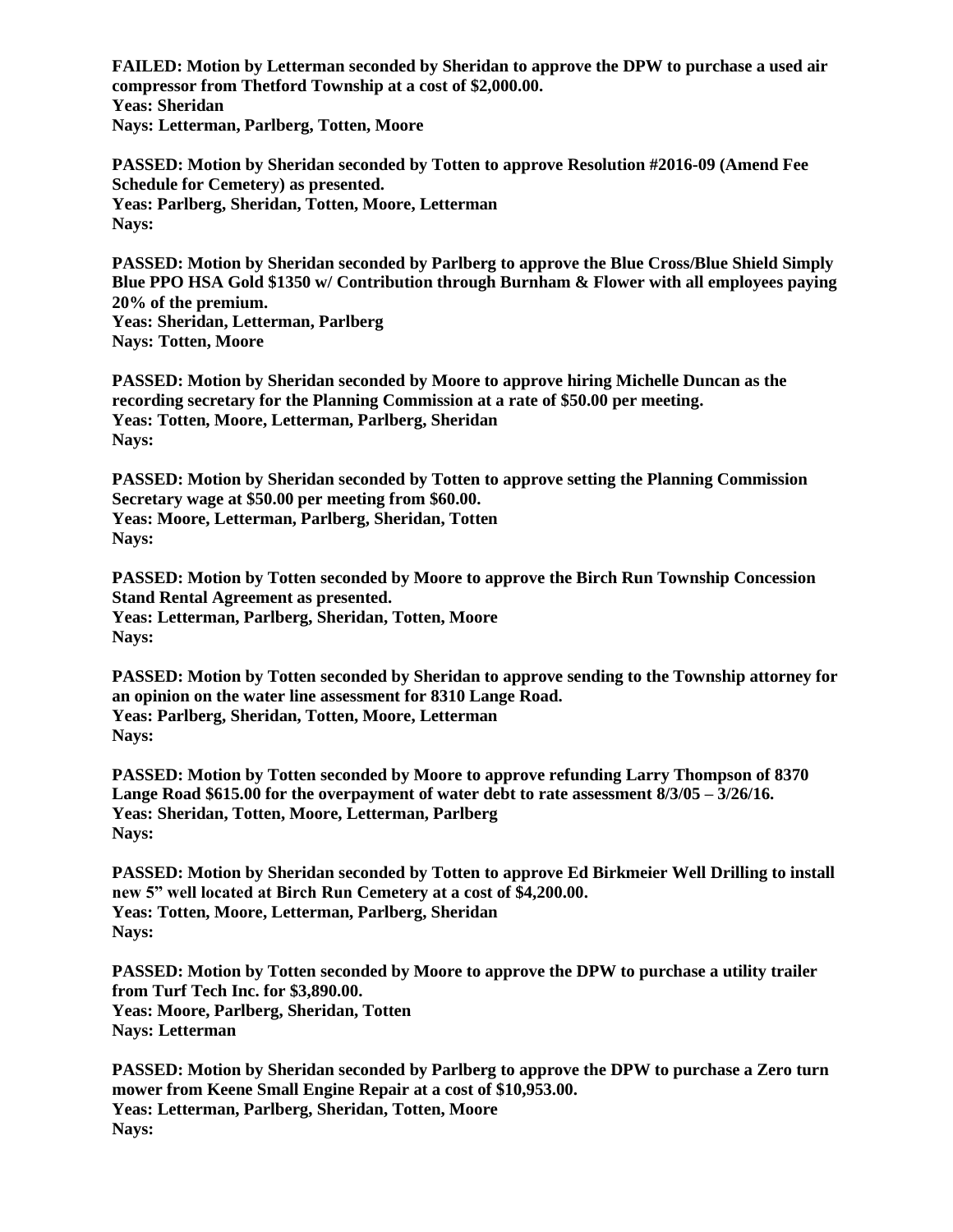**FAILED: Motion by Letterman seconded by Sheridan to approve the DPW to purchase a used air compressor from Thetford Township at a cost of $2,000.00.**
**Yeas: Sheridan**
**Nays: Letterman, Parlberg, Totten, Moore**

**PASSED: Motion by Sheridan seconded by Totten to approve Resolution #2016-09 (Amend Fee Schedule for Cemetery) as presented.**
**Yeas: Parlberg, Sheridan, Totten, Moore, Letterman**
**Nays:**

**PASSED: Motion by Sheridan seconded by Parlberg to approve the Blue Cross/Blue Shield Simply Blue PPO HSA Gold $1350 w/ Contribution through Burnham & Flower with all employees paying 20% of the premium.**
**Yeas: Sheridan, Letterman, Parlberg**
**Nays: Totten, Moore**

**PASSED: Motion by Sheridan seconded by Moore to approve hiring Michelle Duncan as the recording secretary for the Planning Commission at a rate of $50.00 per meeting.**
**Yeas: Totten, Moore, Letterman, Parlberg, Sheridan**
**Nays:**

**PASSED: Motion by Sheridan seconded by Totten to approve setting the Planning Commission Secretary wage at $50.00 per meeting from $60.00.**
**Yeas: Moore, Letterman, Parlberg, Sheridan, Totten**
**Nays:**

**PASSED: Motion by Totten seconded by Moore to approve the Birch Run Township Concession Stand Rental Agreement as presented.**
**Yeas: Letterman, Parlberg, Sheridan, Totten, Moore**
**Nays:**

**PASSED: Motion by Totten seconded by Sheridan to approve sending to the Township attorney for an opinion on the water line assessment for 8310 Lange Road.**
**Yeas: Parlberg, Sheridan, Totten, Moore, Letterman**
**Nays:**

**PASSED: Motion by Totten seconded by Moore to approve refunding Larry Thompson of 8370 Lange Road $615.00 for the overpayment of water debt to rate assessment 8/3/05 – 3/26/16.**
**Yeas: Sheridan, Totten, Moore, Letterman, Parlberg**
**Nays:**

**PASSED: Motion by Sheridan seconded by Totten to approve Ed Birkmeier Well Drilling to install new 5" well located at Birch Run Cemetery at a cost of $4,200.00.**
**Yeas: Totten, Moore, Letterman, Parlberg, Sheridan**
**Nays:**

**PASSED: Motion by Totten seconded by Moore to approve the DPW to purchase a utility trailer from Turf Tech Inc. for $3,890.00.**
**Yeas: Moore, Parlberg, Sheridan, Totten**
**Nays: Letterman**

**PASSED: Motion by Sheridan seconded by Parlberg to approve the DPW to purchase a Zero turn mower from Keene Small Engine Repair at a cost of $10,953.00.**
**Yeas: Letterman, Parlberg, Sheridan, Totten, Moore**
**Nays:**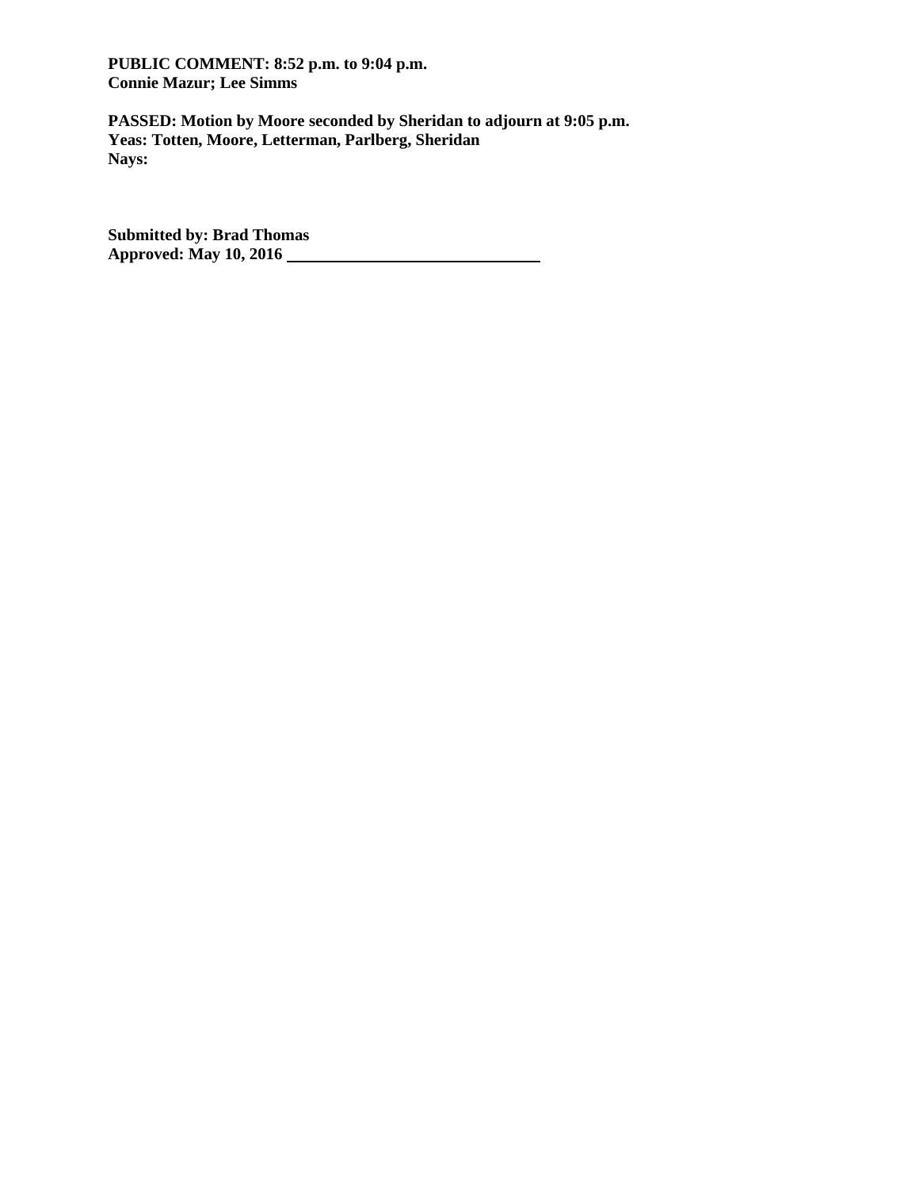**PUBLIC COMMENT: 8:52 p.m. to 9:04 p.m.**
**Connie Mazur; Lee Simms**

**PASSED: Motion by Moore seconded by Sheridan to adjourn at 9:05 p.m.**
**Yeas: Totten, Moore, Letterman, Parlberg, Sheridan**
**Nays:**

**Submitted by: Brad Thomas**
**Approved: May 10, 2016** ______________________________